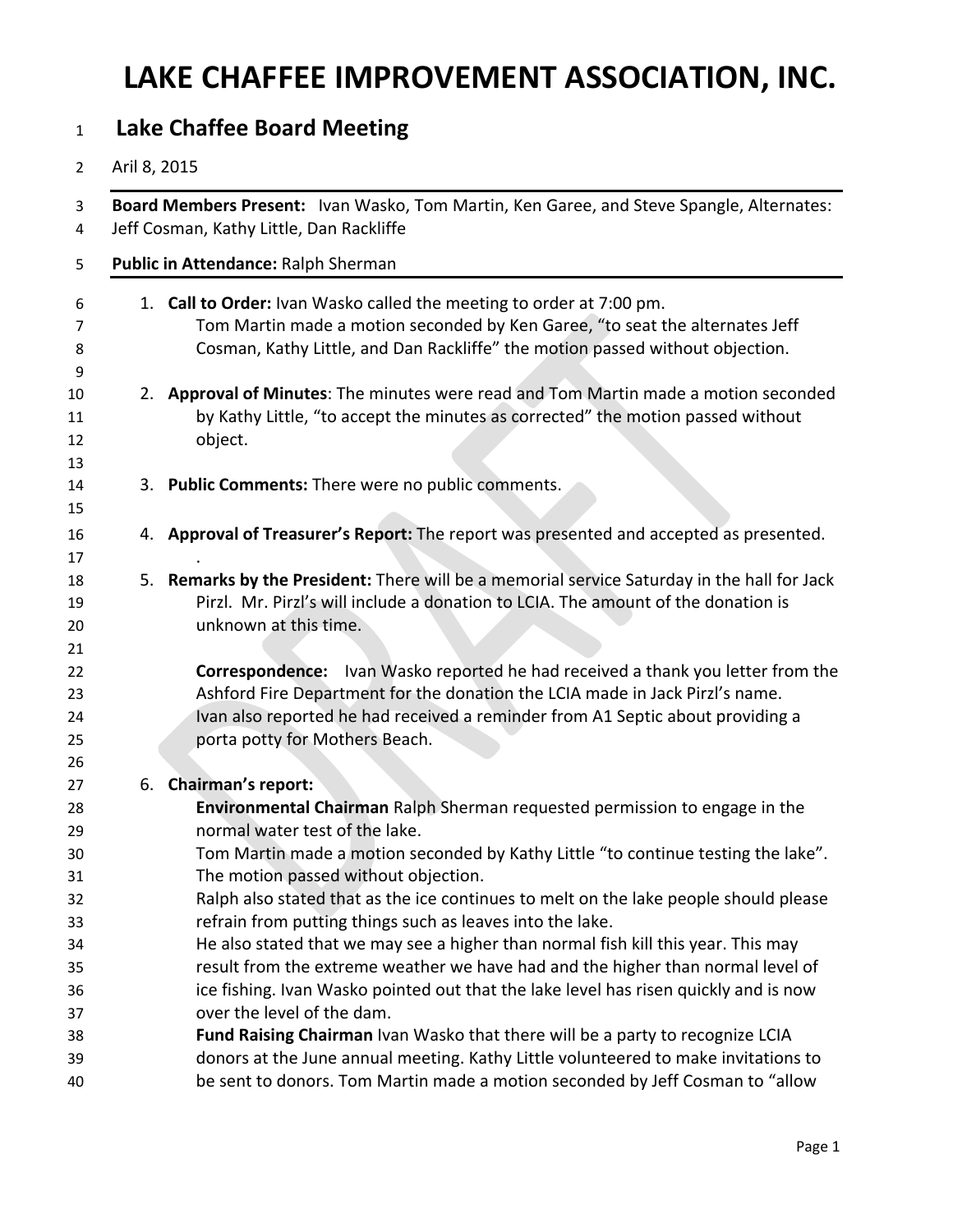# LAKE CHAFFEE IMPROVEMENT ASSOCIATION, INC.

## Lake Chaffee Board Meeting

Aril 8, 2015

**Board Members Present:** Ivan Wasko, Tom Martin, Ken Garee, and Steve Spangle, Alternates: Jeff Cosman, Kathy Little, Dan Rackliffe

**Public in Attendance:** Ralph Sherman

1. **Call to Order:** Ivan Wasko called the meeting to order at 7:00 pm.
   Tom Martin made a motion seconded by Ken Garee, "to seat the alternates Jeff Cosman, Kathy Little, and Dan Rackliffe" the motion passed without objection.

2. **Approval of Minutes**: The minutes were read and Tom Martin made a motion seconded by Kathy Little, "to accept the minutes as corrected" the motion passed without object.

3. **Public Comments:** There were no public comments.

4. **Approval of Treasurer's Report:** The report was presented and accepted as presented.
   .
5. **Remarks by the President:** There will be a memorial service Saturday in the hall for Jack Pirzl. Mr. Pirzl's will include a donation to LCIA. The amount of the donation is unknown at this time.

   **Correspondence:** Ivan Wasko reported he had received a thank you letter from the Ashford Fire Department for the donation the LCIA made in Jack Pirzl's name. Ivan also reported he had received a reminder from A1 Septic about providing a porta potty for Mothers Beach.

6. **Chairman's report:**
   **Environmental Chairman** Ralph Sherman requested permission to engage in the normal water test of the lake.
   Tom Martin made a motion seconded by Kathy Little "to continue testing the lake". The motion passed without objection.
   Ralph also stated that as the ice continues to melt on the lake people should please refrain from putting things such as leaves into the lake.
   He also stated that we may see a higher than normal fish kill this year. This may result from the extreme weather we have had and the higher than normal level of ice fishing. Ivan Wasko pointed out that the lake level has risen quickly and is now over the level of the dam.
   **Fund Raising Chairman** Ivan Wasko that there will be a party to recognize LCIA donors at the June annual meeting. Kathy Little volunteered to make invitations to be sent to donors. Tom Martin made a motion seconded by Jeff Cosman to "allow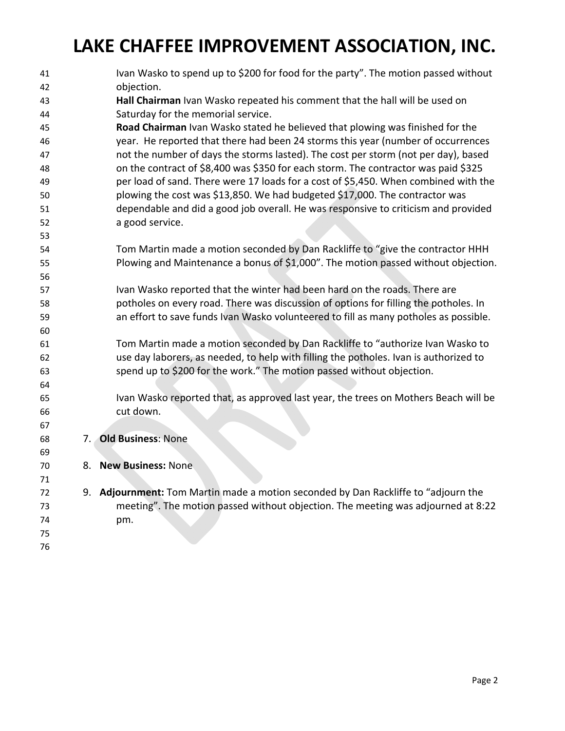Ivan Wasko to spend up to $200 for food for the party". The motion passed without objection.

**Hall Chairman** Ivan Wasko repeated his comment that the hall will be used on Saturday for the memorial service.

**Road Chairman** Ivan Wasko stated he believed that plowing was finished for the year. He reported that there had been 24 storms this year (number of occurrences not the number of days the storms lasted). The cost per storm (not per day), based on the contract of $8,400 was $350 for each storm. The contractor was paid $325 per load of sand. There were 17 loads for a cost of $5,450. When combined with the plowing the cost was $13,850. We had budgeted $17,000. The contractor was dependable and did a good job overall. He was responsive to criticism and provided a good service.

Tom Martin made a motion seconded by Dan Rackliffe to "give the contractor HHH Plowing and Maintenance a bonus of $1,000". The motion passed without objection.

Ivan Wasko reported that the winter had been hard on the roads. There are potholes on every road. There was discussion of options for filling the potholes. In an effort to save funds Ivan Wasko volunteered to fill as many potholes as possible.

Tom Martin made a motion seconded by Dan Rackliffe to "authorize Ivan Wasko to use day laborers, as needed, to help with filling the potholes. Ivan is authorized to spend up to $200 for the work." The motion passed without objection.

Ivan Wasko reported that, as approved last year, the trees on Mothers Beach will be cut down.

7. **Old Business**: None

8. **New Business:** None

9. **Adjournment:** Tom Martin made a motion seconded by Dan Rackliffe to "adjourn the meeting". The motion passed without objection. The meeting was adjourned at 8:22 pm.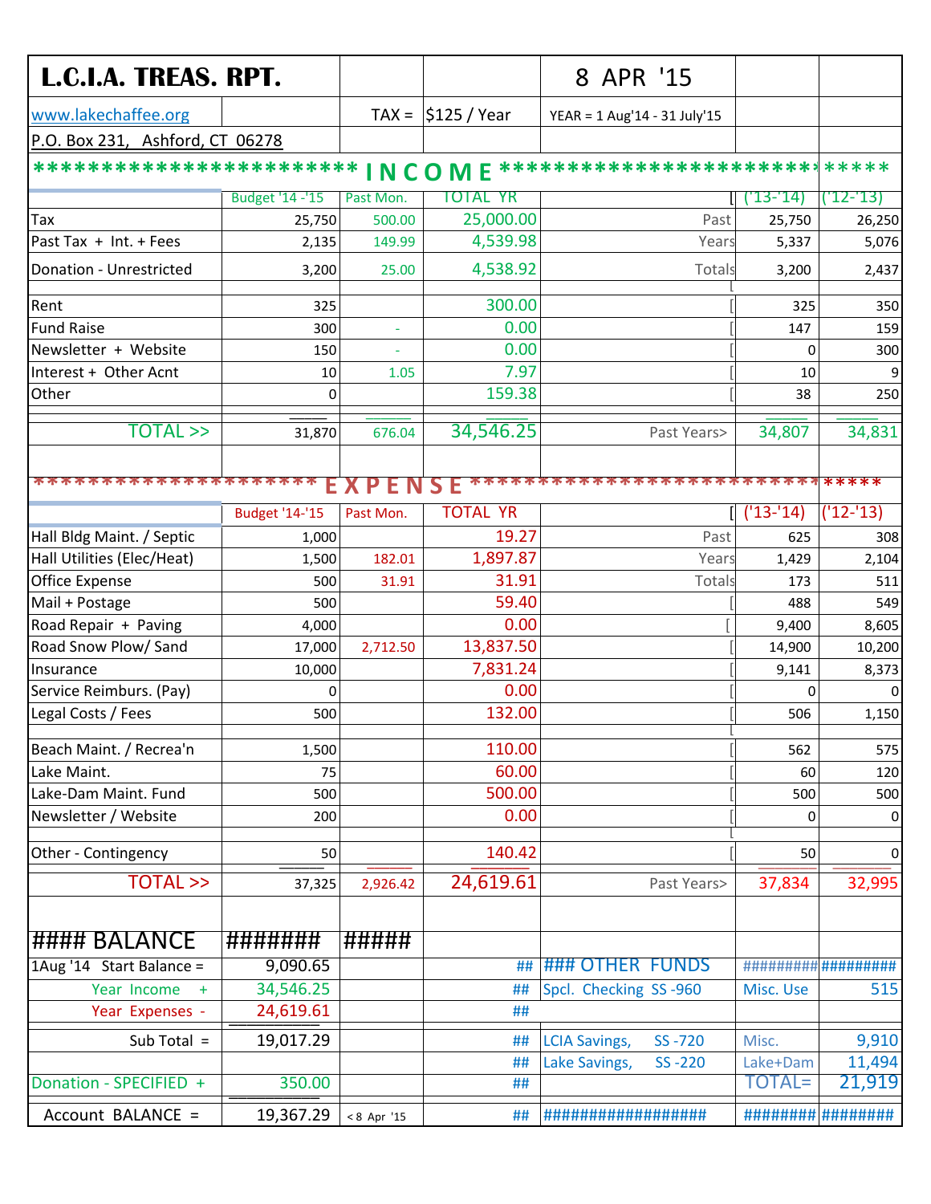# L.C.I.A. TREAS. RPT.

8 APR '15

www.lakechaffee.org | TAX = $125 / Year | YEAR = 1 Aug'14 - 31 July'15

P.O. Box 231, Ashford, CT 06278

## INCOME

| | Budget '14 -'15 | Past Mon. | TOTAL YR | | ('13-'14) | ('12-'13) |
|---|---|---|---|---|---|---|
| Tax | 25,750 | 500.00 | 25,000.00 | Past | 25,750 | 26,250 |
| Past Tax + Int. + Fees | 2,135 | 149.99 | 4,539.98 | Years | 5,337 | 5,076 |
| Donation - Unrestricted | 3,200 | 25.00 | 4,538.92 | Totals | 3,200 | 2,437 |
| Rent | 325 | | 300.00 | | 325 | 350 |
| Fund Raise | 300 | - | 0.00 | | 147 | 159 |
| Newsletter + Website | 150 | - | 0.00 | | 0 | 300 |
| Interest + Other Acnt | 10 | 1.05 | 7.97 | | 10 | 9 |
| Other | 0 | | 159.38 | | 38 | 250 |
| TOTAL >> | 31,870 | 676.04 | 34,546.25 | Past Years> | 34,807 | 34,831 |

## EXPENSE

| | Budget '14-'15 | Past Mon. | TOTAL YR | | ('13-'14) | ('12-'13) |
|---|---|---|---|---|---|---|
| Hall Bldg Maint. / Septic | 1,000 | | 19.27 | Past | 625 | 308 |
| Hall Utilities (Elec/Heat) | 1,500 | 182.01 | 1,897.87 | Years | 1,429 | 2,104 |
| Office Expense | 500 | 31.91 | 31.91 | Totals | 173 | 511 |
| Mail + Postage | 500 | | 59.40 | | 488 | 549 |
| Road Repair + Paving | 4,000 | | 0.00 | | 9,400 | 8,605 |
| Road Snow Plow/ Sand | 17,000 | 2,712.50 | 13,837.50 | | 14,900 | 10,200 |
| Insurance | 10,000 | | 7,831.24 | | 9,141 | 8,373 |
| Service Reimburs. (Pay) | 0 | | 0.00 | | 0 | 0 |
| Legal Costs / Fees | 500 | | 132.00 | | 506 | 1,150 |
| Beach Maint. / Recrea'n | 1,500 | | 110.00 | | 562 | 575 |
| Lake Maint. | 75 | | 60.00 | | 60 | 120 |
| Lake-Dam Maint. Fund | 500 | | 500.00 | | 500 | 500 |
| Newsletter / Website | 200 | | 0.00 | | 0 | 0 |
| Other - Contingency | 50 | | 140.42 | | 50 | 0 |
| TOTAL >> | 37,325 | 2,926.42 | 24,619.61 | Past Years> | 37,834 | 32,995 |

## #### BALANCE

| | | |
|---|---|---|
| 1Aug '14 Start Balance = | 9,090.65 | |
| Year Income + | 34,546.25 | |
| Year Expenses - | 24,619.61 | |
| Sub Total = | 19,017.29 | |
| Donation - SPECIFIED + | 350.00 | |
| Account BALANCE = | 19,367.29 | < 8 Apr '15 |

## ### OTHER FUNDS

| | | |
|---|---|---|
| Spcl. Checking SS -960 | Misc. Use | 515 |
| LCIA Savings, SS -720 | Misc. | 9,910 |
| Lake Savings, SS -220 | Lake+Dam | 11,494 |
| | TOTAL= | 21,919 |